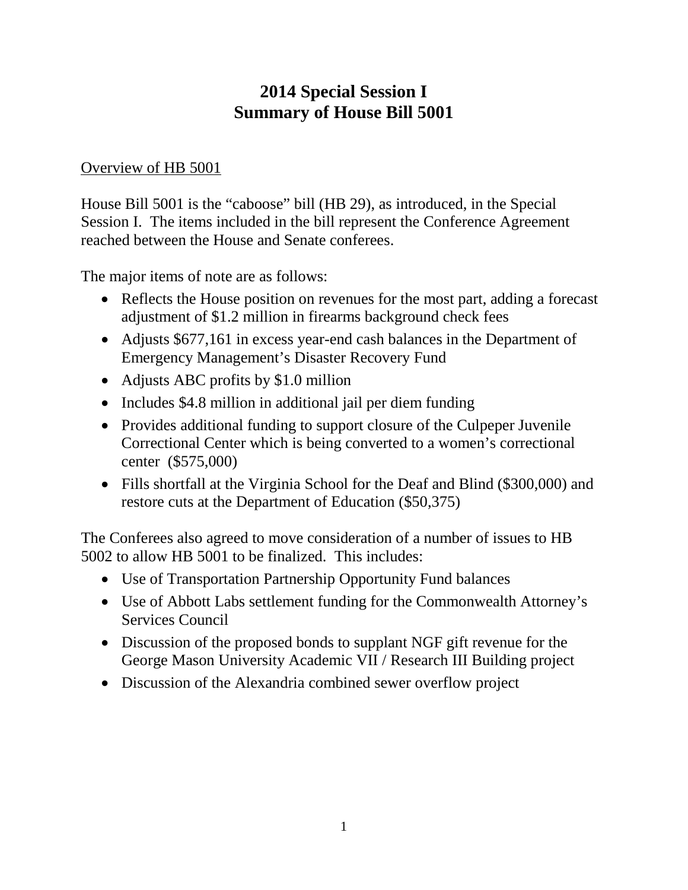# 2014 Special Session I
# Summary of House Bill 5001

<u>Overview of HB 5001</u>

House Bill 5001 is the "caboose" bill (HB 29), as introduced, in the Special Session I. The items included in the bill represent the Conference Agreement reached between the House and Senate conferees.

The major items of note are as follows:

- Reflects the House position on revenues for the most part, adding a forecast adjustment of $1.2 million in firearms background check fees
- Adjusts $677,161 in excess year-end cash balances in the Department of Emergency Management's Disaster Recovery Fund
- Adjusts ABC profits by $1.0 million
- Includes $4.8 million in additional jail per diem funding
- Provides additional funding to support closure of the Culpeper Juvenile Correctional Center which is being converted to a women's correctional center ($575,000)
- Fills shortfall at the Virginia School for the Deaf and Blind ($300,000) and restore cuts at the Department of Education ($50,375)

The Conferees also agreed to move consideration of a number of issues to HB 5002 to allow HB 5001 to be finalized. This includes:

- Use of Transportation Partnership Opportunity Fund balances
- Use of Abbott Labs settlement funding for the Commonwealth Attorney's Services Council
- Discussion of the proposed bonds to supplant NGF gift revenue for the George Mason University Academic VII / Research III Building project
- Discussion of the Alexandria combined sewer overflow project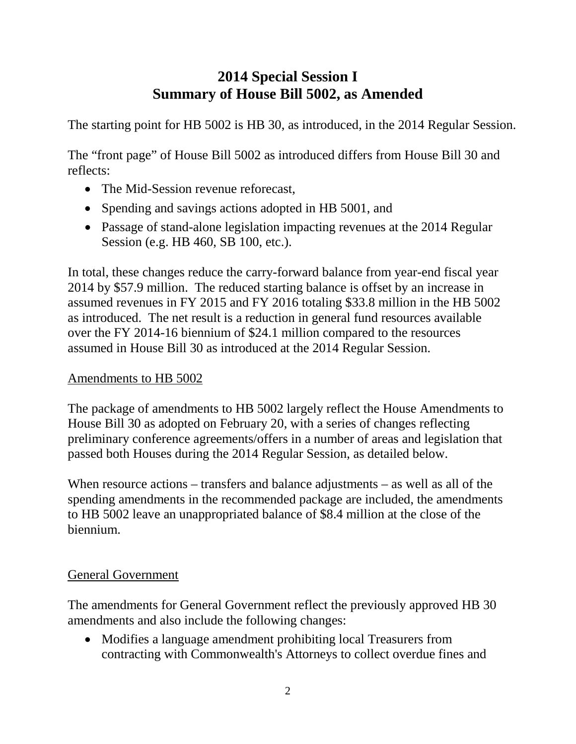# 2014 Special Session I
# Summary of House Bill 5002, as Amended

The starting point for HB 5002 is HB 30, as introduced, in the 2014 Regular Session.

The "front page" of House Bill 5002 as introduced differs from House Bill 30 and reflects:

- The Mid-Session revenue reforecast,
- Spending and savings actions adopted in HB 5001, and
- Passage of stand-alone legislation impacting revenues at the 2014 Regular Session (e.g. HB 460, SB 100, etc.).

In total, these changes reduce the carry-forward balance from year-end fiscal year 2014 by $57.9 million. The reduced starting balance is offset by an increase in assumed revenues in FY 2015 and FY 2016 totaling $33.8 million in the HB 5002 as introduced. The net result is a reduction in general fund resources available over the FY 2014-16 biennium of $24.1 million compared to the resources assumed in House Bill 30 as introduced at the 2014 Regular Session.

<u>Amendments to HB 5002</u>

The package of amendments to HB 5002 largely reflect the House Amendments to House Bill 30 as adopted on February 20, with a series of changes reflecting preliminary conference agreements/offers in a number of areas and legislation that passed both Houses during the 2014 Regular Session, as detailed below.

When resource actions – transfers and balance adjustments – as well as all of the spending amendments in the recommended package are included, the amendments to HB 5002 leave an unappropriated balance of $8.4 million at the close of the biennium.

<u>General Government</u>

The amendments for General Government reflect the previously approved HB 30 amendments and also include the following changes:

- Modifies a language amendment prohibiting local Treasurers from contracting with Commonwealth's Attorneys to collect overdue fines and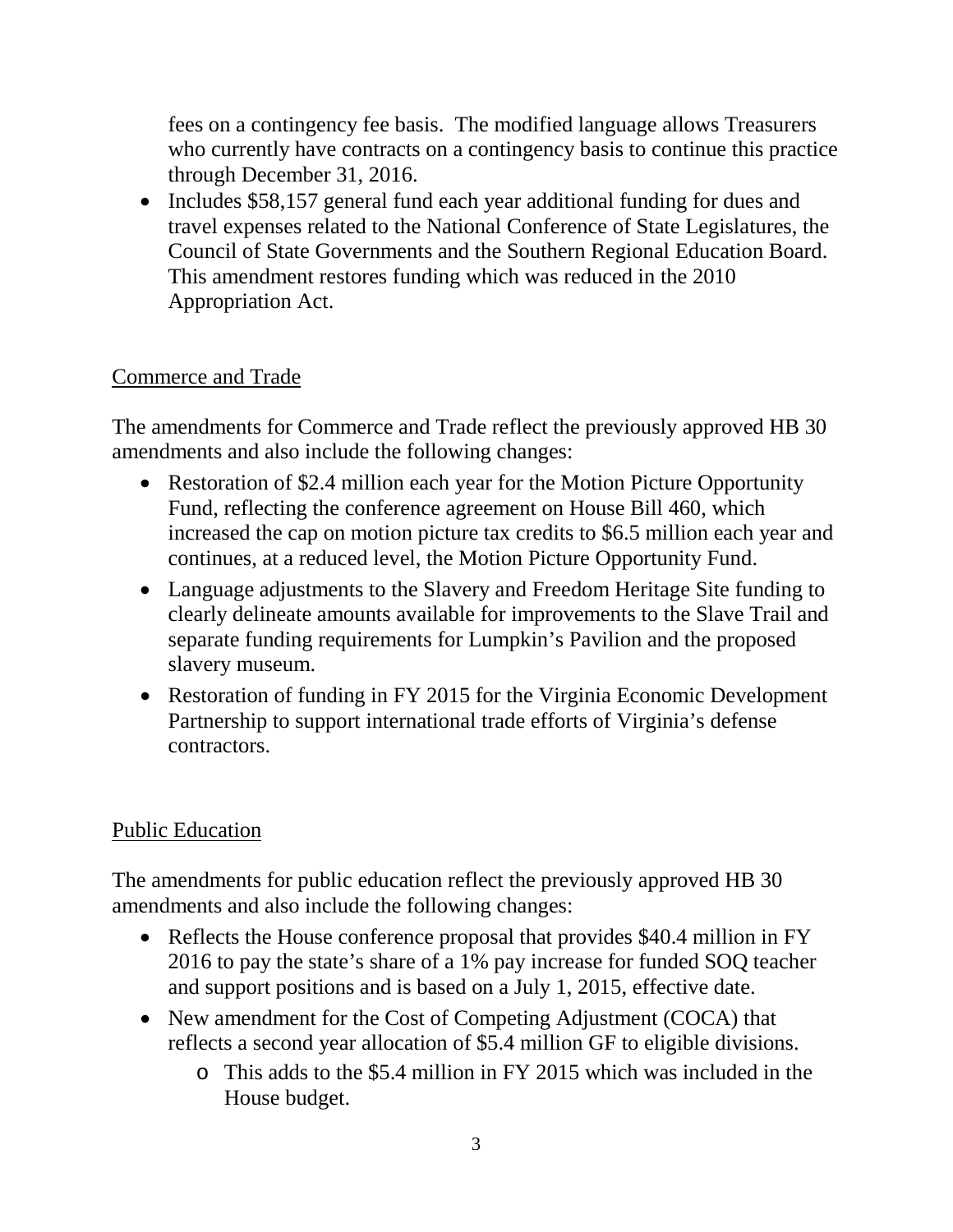fees on a contingency fee basis. The modified language allows Treasurers who currently have contracts on a contingency basis to continue this practice through December 31, 2016.

- Includes $58,157 general fund each year additional funding for dues and travel expenses related to the National Conference of State Legislatures, the Council of State Governments and the Southern Regional Education Board. This amendment restores funding which was reduced in the 2010 Appropriation Act.

## Commerce and Trade

The amendments for Commerce and Trade reflect the previously approved HB 30 amendments and also include the following changes:

- Restoration of $2.4 million each year for the Motion Picture Opportunity Fund, reflecting the conference agreement on House Bill 460, which increased the cap on motion picture tax credits to $6.5 million each year and continues, at a reduced level, the Motion Picture Opportunity Fund.
- Language adjustments to the Slavery and Freedom Heritage Site funding to clearly delineate amounts available for improvements to the Slave Trail and separate funding requirements for Lumpkin's Pavilion and the proposed slavery museum.
- Restoration of funding in FY 2015 for the Virginia Economic Development Partnership to support international trade efforts of Virginia's defense contractors.

## Public Education

The amendments for public education reflect the previously approved HB 30 amendments and also include the following changes:

- Reflects the House conference proposal that provides $40.4 million in FY 2016 to pay the state's share of a 1% pay increase for funded SOQ teacher and support positions and is based on a July 1, 2015, effective date.
- New amendment for the Cost of Competing Adjustment (COCA) that reflects a second year allocation of $5.4 million GF to eligible divisions.
    - This adds to the $5.4 million in FY 2015 which was included in the House budget.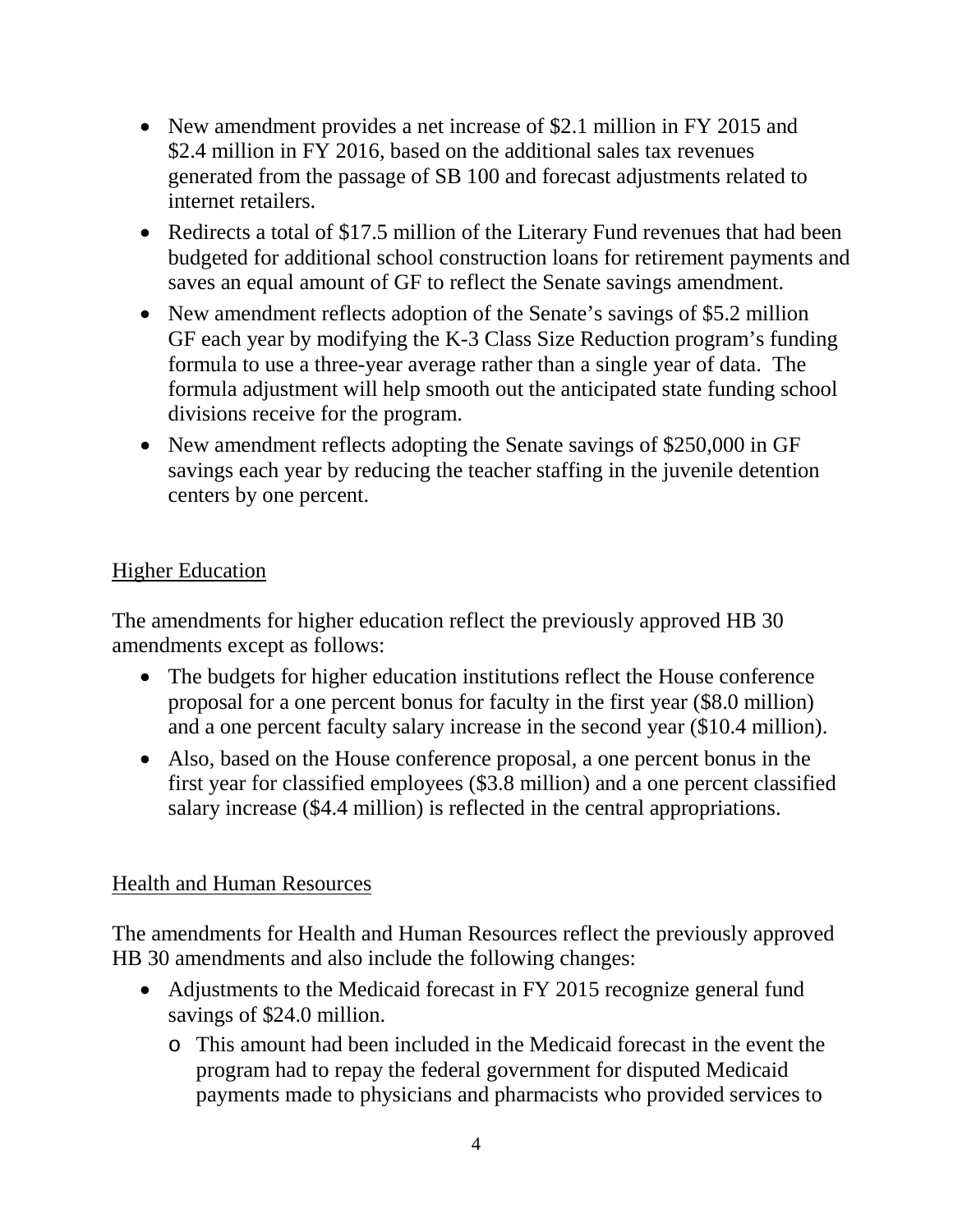- New amendment provides a net increase of $2.1 million in FY 2015 and $2.4 million in FY 2016, based on the additional sales tax revenues generated from the passage of SB 100 and forecast adjustments related to internet retailers.
- Redirects a total of $17.5 million of the Literary Fund revenues that had been budgeted for additional school construction loans for retirement payments and saves an equal amount of GF to reflect the Senate savings amendment.
- New amendment reflects adoption of the Senate's savings of $5.2 million GF each year by modifying the K-3 Class Size Reduction program's funding formula to use a three-year average rather than a single year of data. The formula adjustment will help smooth out the anticipated state funding school divisions receive for the program.
- New amendment reflects adopting the Senate savings of $250,000 in GF savings each year by reducing the teacher staffing in the juvenile detention centers by one percent.

Higher Education

The amendments for higher education reflect the previously approved HB 30 amendments except as follows:

- The budgets for higher education institutions reflect the House conference proposal for a one percent bonus for faculty in the first year ($8.0 million) and a one percent faculty salary increase in the second year ($10.4 million).
- Also, based on the House conference proposal, a one percent bonus in the first year for classified employees ($3.8 million) and a one percent classified salary increase ($4.4 million) is reflected in the central appropriations.

Health and Human Resources

The amendments for Health and Human Resources reflect the previously approved HB 30 amendments and also include the following changes:

- Adjustments to the Medicaid forecast in FY 2015 recognize general fund savings of $24.0 million.
  - This amount had been included in the Medicaid forecast in the event the program had to repay the federal government for disputed Medicaid payments made to physicians and pharmacists who provided services to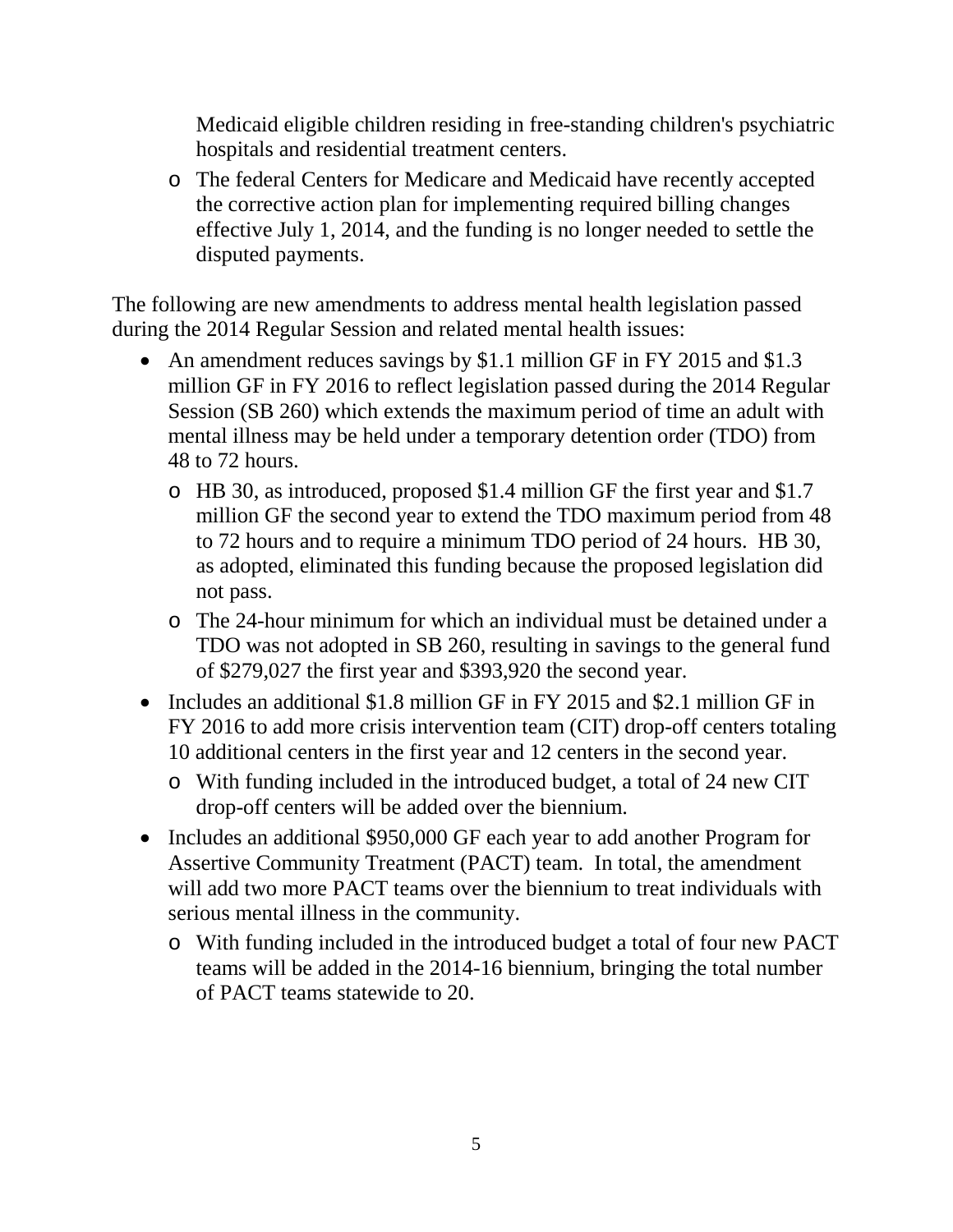Medicaid eligible children residing in free-standing children's psychiatric hospitals and residential treatment centers.

  - The federal Centers for Medicare and Medicaid have recently accepted the corrective action plan for implementing required billing changes effective July 1, 2014, and the funding is no longer needed to settle the disputed payments.

The following are new amendments to address mental health legislation passed during the 2014 Regular Session and related mental health issues:

- An amendment reduces savings by $1.1 million GF in FY 2015 and $1.3 million GF in FY 2016 to reflect legislation passed during the 2014 Regular Session (SB 260) which extends the maximum period of time an adult with mental illness may be held under a temporary detention order (TDO) from 48 to 72 hours.
  - HB 30, as introduced, proposed $1.4 million GF the first year and $1.7 million GF the second year to extend the TDO maximum period from 48 to 72 hours and to require a minimum TDO period of 24 hours. HB 30, as adopted, eliminated this funding because the proposed legislation did not pass.
  - The 24-hour minimum for which an individual must be detained under a TDO was not adopted in SB 260, resulting in savings to the general fund of $279,027 the first year and $393,920 the second year.
- Includes an additional $1.8 million GF in FY 2015 and $2.1 million GF in FY 2016 to add more crisis intervention team (CIT) drop-off centers totaling 10 additional centers in the first year and 12 centers in the second year.
  - With funding included in the introduced budget, a total of 24 new CIT drop-off centers will be added over the biennium.
- Includes an additional $950,000 GF each year to add another Program for Assertive Community Treatment (PACT) team. In total, the amendment will add two more PACT teams over the biennium to treat individuals with serious mental illness in the community.
  - With funding included in the introduced budget a total of four new PACT teams will be added in the 2014-16 biennium, bringing the total number of PACT teams statewide to 20.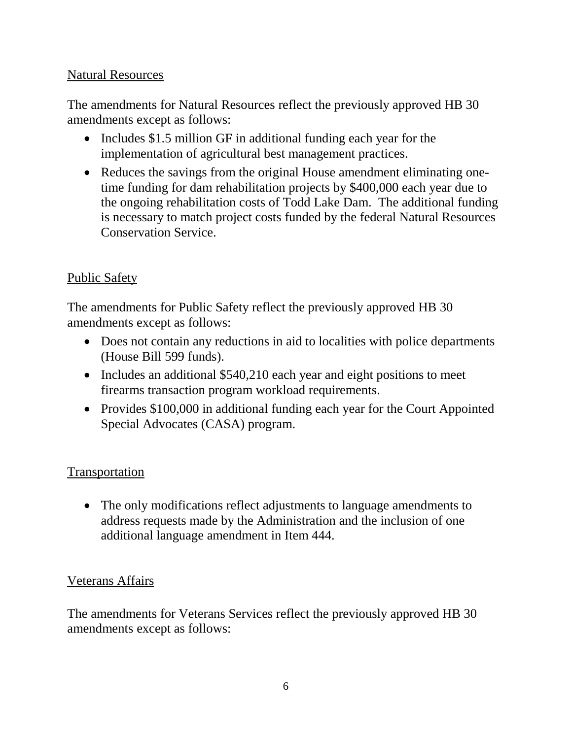## Natural Resources

The amendments for Natural Resources reflect the previously approved HB 30 amendments except as follows:

- Includes $1.5 million GF in additional funding each year for the implementation of agricultural best management practices.
- Reduces the savings from the original House amendment eliminating one-time funding for dam rehabilitation projects by $400,000 each year due to the ongoing rehabilitation costs of Todd Lake Dam. The additional funding is necessary to match project costs funded by the federal Natural Resources Conservation Service.

## Public Safety

The amendments for Public Safety reflect the previously approved HB 30 amendments except as follows:

- Does not contain any reductions in aid to localities with police departments (House Bill 599 funds).
- Includes an additional $540,210 each year and eight positions to meet firearms transaction program workload requirements.
- Provides $100,000 in additional funding each year for the Court Appointed Special Advocates (CASA) program.

## Transportation

- The only modifications reflect adjustments to language amendments to address requests made by the Administration and the inclusion of one additional language amendment in Item 444.

## Veterans Affairs

The amendments for Veterans Services reflect the previously approved HB 30 amendments except as follows: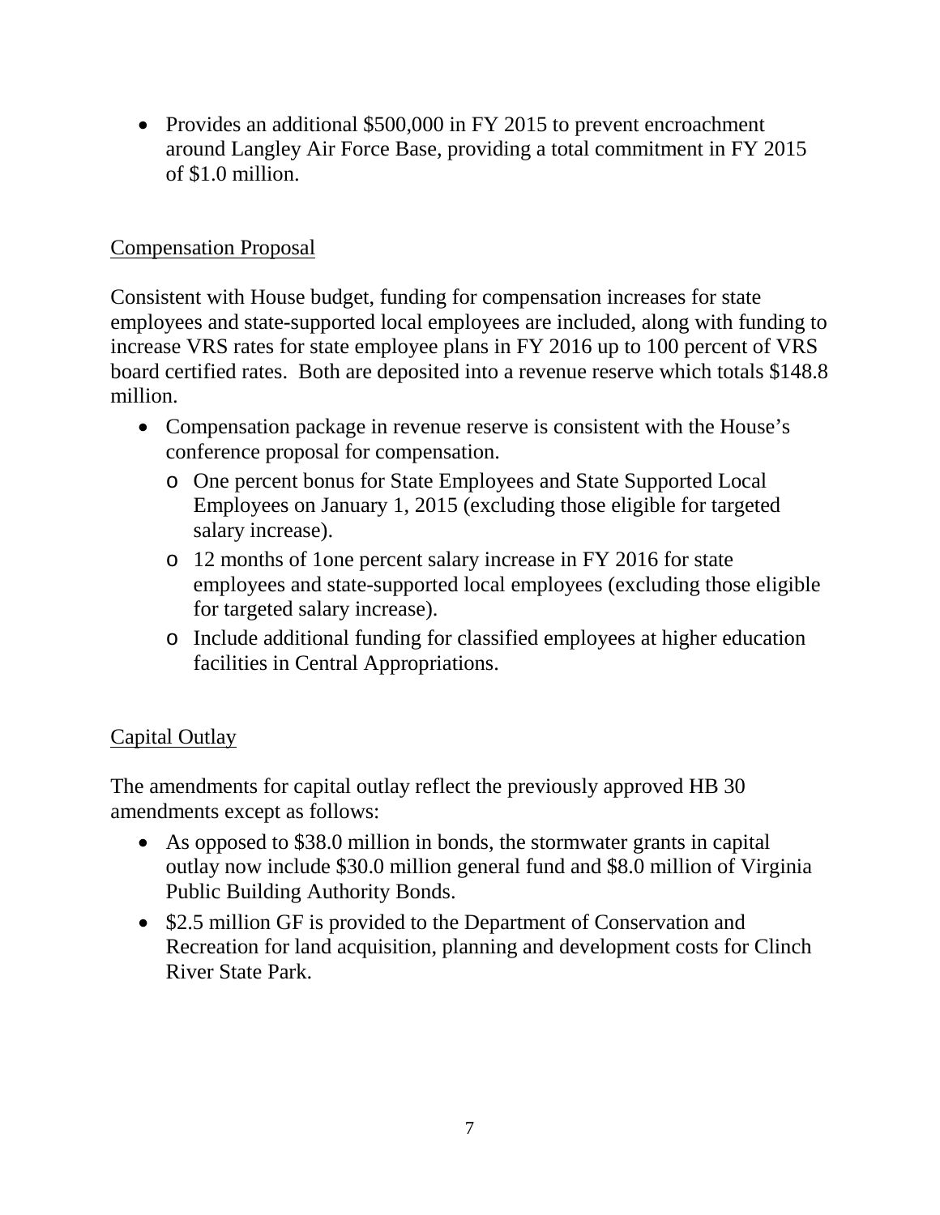- Provides an additional $500,000 in FY 2015 to prevent encroachment around Langley Air Force Base, providing a total commitment in FY 2015 of $1.0 million.

Compensation Proposal

Consistent with House budget, funding for compensation increases for state employees and state-supported local employees are included, along with funding to increase VRS rates for state employee plans in FY 2016 up to 100 percent of VRS board certified rates. Both are deposited into a revenue reserve which totals $148.8 million.

- Compensation package in revenue reserve is consistent with the House's conference proposal for compensation.
  - One percent bonus for State Employees and State Supported Local Employees on January 1, 2015 (excluding those eligible for targeted salary increase).
  - 12 months of 1one percent salary increase in FY 2016 for state employees and state-supported local employees (excluding those eligible for targeted salary increase).
  - Include additional funding for classified employees at higher education facilities in Central Appropriations.

Capital Outlay

The amendments for capital outlay reflect the previously approved HB 30 amendments except as follows:

- As opposed to $38.0 million in bonds, the stormwater grants in capital outlay now include $30.0 million general fund and $8.0 million of Virginia Public Building Authority Bonds.
- $2.5 million GF is provided to the Department of Conservation and Recreation for land acquisition, planning and development costs for Clinch River State Park.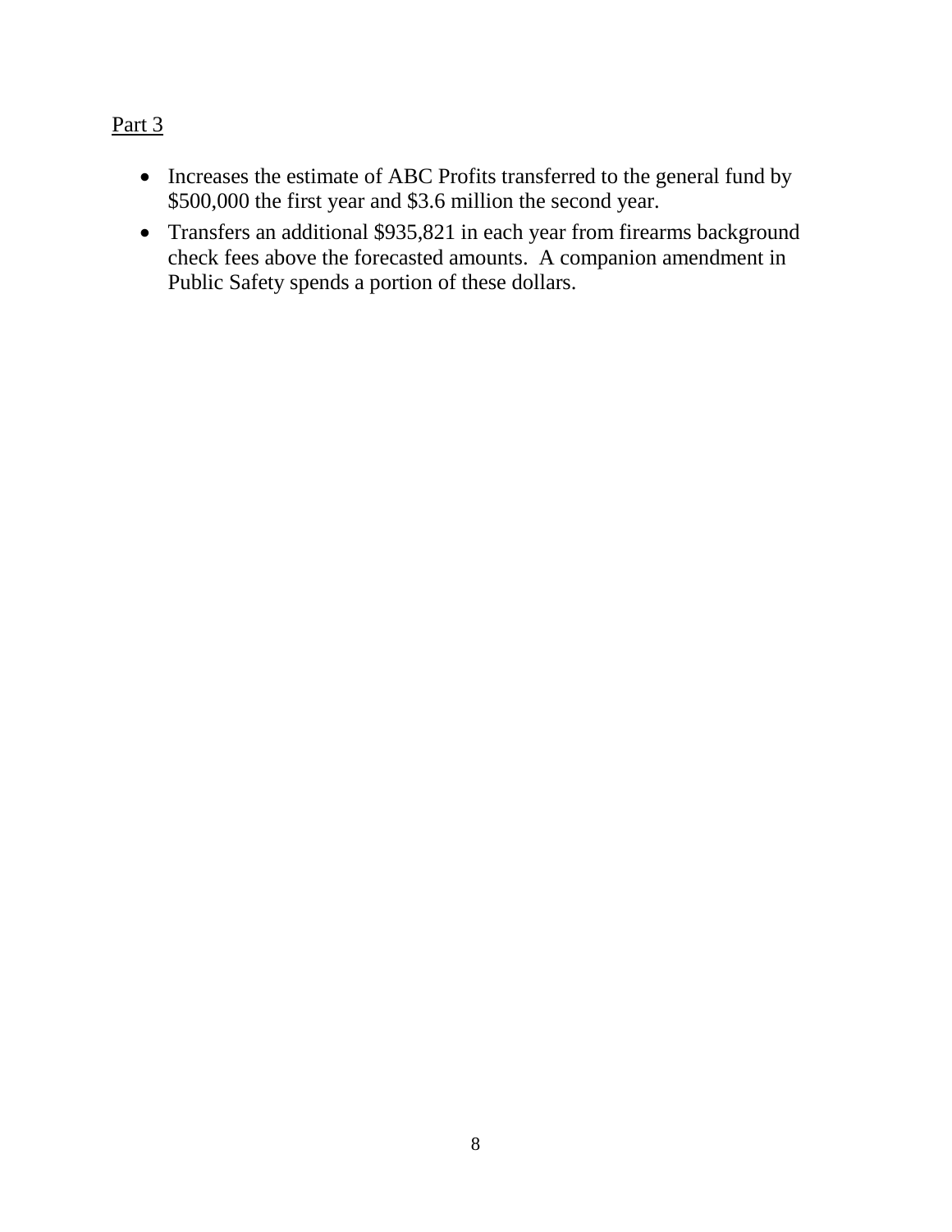<u>Part 3</u>

- Increases the estimate of ABC Profits transferred to the general fund by $500,000 the first year and $3.6 million the second year.
- Transfers an additional $935,821 in each year from firearms background check fees above the forecasted amounts. A companion amendment in Public Safety spends a portion of these dollars.